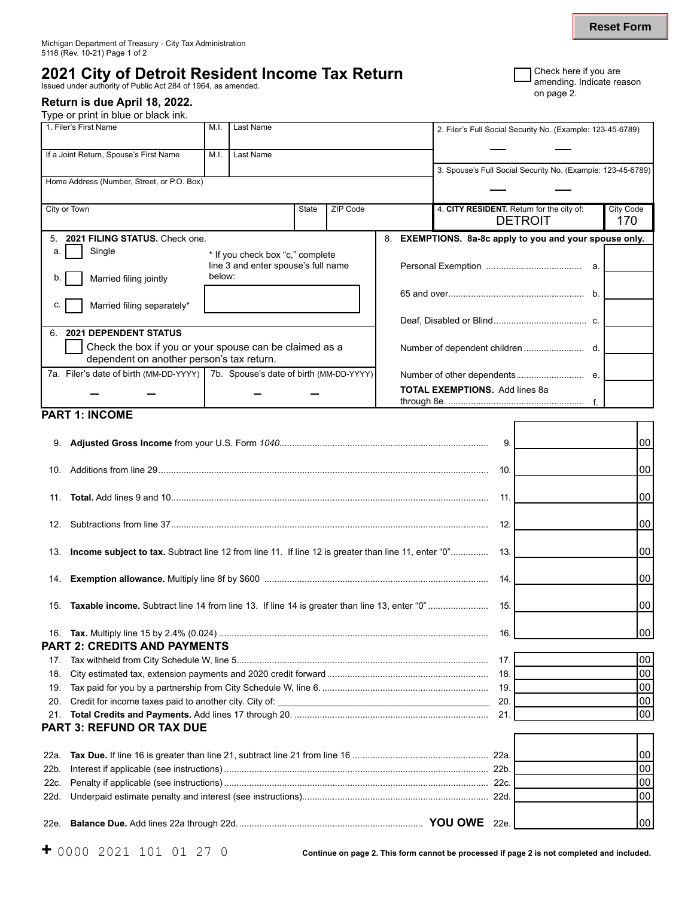Reset Form

Michigan Department of Treasury - City Tax Administration
5118 (Rev. 10-21) Page 1 of 2

# 2021 City of Detroit Resident Income Tax Return

Issued under authority of Public Act 284 of 1964, as amended.

☐ Check here if you are amending. Indicate reason on page 2.

**Return is due April 18, 2022.**

Type or print in blue or black ink.

| 1. Filer's First Name | M.I. | Last Name | 2. Filer's Full Social Security No. (Example: 123-45-6789) |
|---|---|---|---|
| If a Joint Return, Spouse's First Name | M.I. | Last Name | 3. Spouse's Full Social Security No. (Example: 123-45-6789) |
| Home Address (Number, Street, or P.O. Box) | | | |
| City or Town | State | ZIP Code | 4. **CITY RESIDENT.** Return for the city of: DETROIT — City Code 170 |

**5. 2021 FILING STATUS.** Check one.

- a. ☐ Single
- b. ☐ Married filing jointly
- c. ☐ Married filing separately*

\* If you check box "c," complete line 3 and enter spouse's full name below:

**6. 2021 DEPENDENT STATUS**

☐ Check the box if you or your spouse can be claimed as a dependent on another person's tax return.

7a. Filer's date of birth (MM-DD-YYYY)

7b. Spouse's date of birth (MM-DD-YYYY)

**8. EXEMPTIONS. 8a-8c apply to you and your spouse only.**

| | | |
|---|---|---|
| Personal Exemption | a. | |
| 65 and over | b. | |
| Deaf, Disabled or Blind | c. | |
| Number of dependent children | d. | |
| Number of other dependents | e. | |
| **TOTAL EXEMPTIONS.** Add lines 8a through 8e. | f. | |

## PART 1: INCOME

| Line | Description | | Amount |
|---|---|---|---|
| 9. | **Adjusted Gross Income** from your U.S. Form *1040* | 9. | 00 |
| 10. | Additions from line 29 | 10. | 00 |
| 11. | **Total.** Add lines 9 and 10 | 11. | 00 |
| 12. | Subtractions from line 37 | 12. | 00 |
| 13. | **Income subject to tax.** Subtract line 12 from line 11. If line 12 is greater than line 11, enter "0" | 13. | 00 |
| 14. | **Exemption allowance.** Multiply line 8f by $600 | 14. | 00 |
| 15. | **Taxable income.** Subtract line 14 from line 13. If line 14 is greater than line 13, enter "0" | 15. | 00 |
| 16. | **Tax.** Multiply line 15 by 2.4% (0.024) | 16. | 00 |

## PART 2: CREDITS AND PAYMENTS

| Line | Description | | Amount |
|---|---|---|---|
| 17. | Tax withheld from City Schedule W, line 5 | 17. | 00 |
| 18. | City estimated tax, extension payments and 2020 credit forward | 18. | 00 |
| 19. | Tax paid for you by a partnership from City Schedule W, line 6. | 19. | 00 |
| 20. | Credit for income taxes paid to another city. City of: ______ | 20. | 00 |
| 21. | **Total Credits and Payments.** Add lines 17 through 20. | 21. | 00 |

## PART 3: REFUND OR TAX DUE

| Line | Description | | Amount |
|---|---|---|---|
| 22a. | **Tax Due.** If line 16 is greater than line 21, subtract line 21 from line 16 | 22a. | 00 |
| 22b. | Interest if applicable (see instructions) | 22b. | 00 |
| 22c. | Penalty if applicable (see instructions) | 22c. | 00 |
| 22d. | Underpaid estimate penalty and interest (see instructions) | 22d. | 00 |
| 22e. | **Balance Due.** Add lines 22a through 22d. **YOU OWE** | 22e. | 00 |

\+ 0000 2021 101 01 27 0

**Continue on page 2. This form cannot be processed if page 2 is not completed and included.**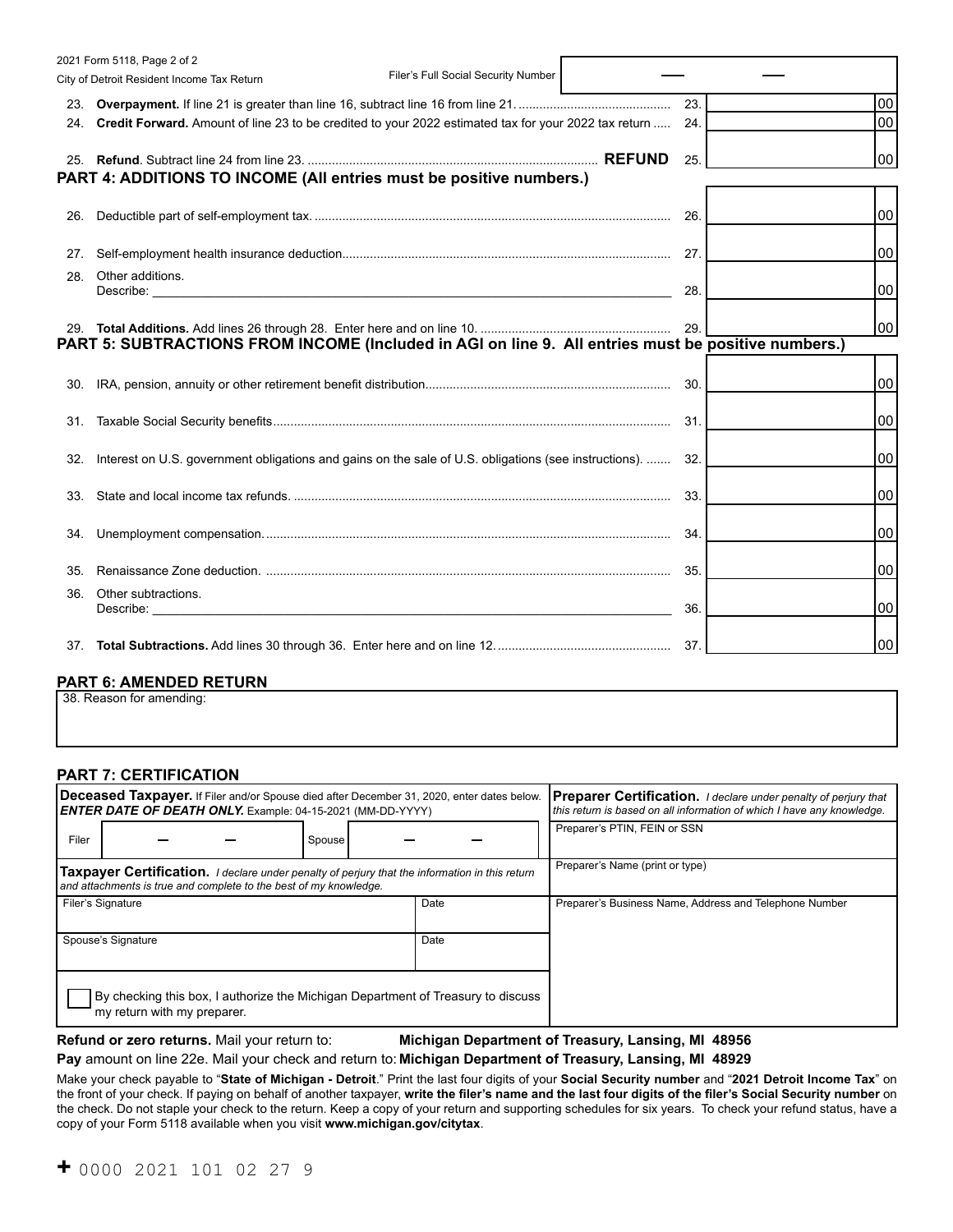2021 Form 5118, Page 2 of 2

City of Detroit Resident Income Tax Return

Filer's Full Social Security Number

| | | | |
|---|---|---|---|
| 23. | **Overpayment.** If line 21 is greater than line 16, subtract line 16 from line 21. | 23. | 00 |
| 24. | **Credit Forward.** Amount of line 23 to be credited to your 2022 estimated tax for your 2022 tax return | 24. | 00 |
| 25. | **Refund**. Subtract line 24 from line 23. **REFUND** | 25. | 00 |

## PART 4: ADDITIONS TO INCOME (All entries must be positive numbers.)

| | | | |
|---|---|---|---|
| 26. | Deductible part of self-employment tax. | 26. | 00 |
| 27. | Self-employment health insurance deduction | 27. | 00 |
| 28. | Other additions. Describe: | 28. | 00 |
| 29. | **Total Additions.** Add lines 26 through 28. Enter here and on line 10. | 29. | 00 |

## PART 5: SUBTRACTIONS FROM INCOME (Included in AGI on line 9. All entries must be positive numbers.)

| | | | |
|---|---|---|---|
| 30. | IRA, pension, annuity or other retirement benefit distribution | 30. | 00 |
| 31. | Taxable Social Security benefits | 31. | 00 |
| 32. | Interest on U.S. government obligations and gains on the sale of U.S. obligations (see instructions). | 32. | 00 |
| 33. | State and local income tax refunds. | 33. | 00 |
| 34. | Unemployment compensation. | 34. | 00 |
| 35. | Renaissance Zone deduction. | 35. | 00 |
| 36. | Other subtractions. Describe: | 36. | 00 |
| 37. | **Total Subtractions.** Add lines 30 through 36. Enter here and on line 12. | 37. | 00 |

## PART 6: AMENDED RETURN

38. Reason for amending:

## PART 7: CERTIFICATION

**Deceased Taxpayer.** If Filer and/or Spouse died after December 31, 2020, enter dates below. ***ENTER DATE OF DEATH ONLY.*** Example: 04-15-2021 (MM-DD-YYYY)

Filer — — Spouse — —

**Taxpayer Certification.** *I declare under penalty of perjury that the information in this return and attachments is true and complete to the best of my knowledge.*

| Filer's Signature | Date |
|---|---|
| Spouse's Signature | Date |

☐ By checking this box, I authorize the Michigan Department of Treasury to discuss my return with my preparer.

**Preparer Certification.** *I declare under penalty of perjury that this return is based on all information of which I have any knowledge.*

Preparer's PTIN, FEIN or SSN

Preparer's Name (print or type)

Preparer's Business Name, Address and Telephone Number

**Refund or zero returns.** Mail your return to: **Michigan Department of Treasury, Lansing, MI 48956**

**Pay** amount on line 22e. Mail your check and return to: **Michigan Department of Treasury, Lansing, MI 48929**

Make your check payable to "**State of Michigan - Detroit**." Print the last four digits of your **Social Security number** and "**2021 Detroit Income Tax**" on the front of your check. If paying on behalf of another taxpayer, **write the filer's name and the last four digits of the filer's Social Security number** on the check. Do not staple your check to the return. Keep a copy of your return and supporting schedules for six years. To check your refund status, have a copy of your Form 5118 available when you visit **www.michigan.gov/citytax**.

+ 0000 2021 101 02 27 9